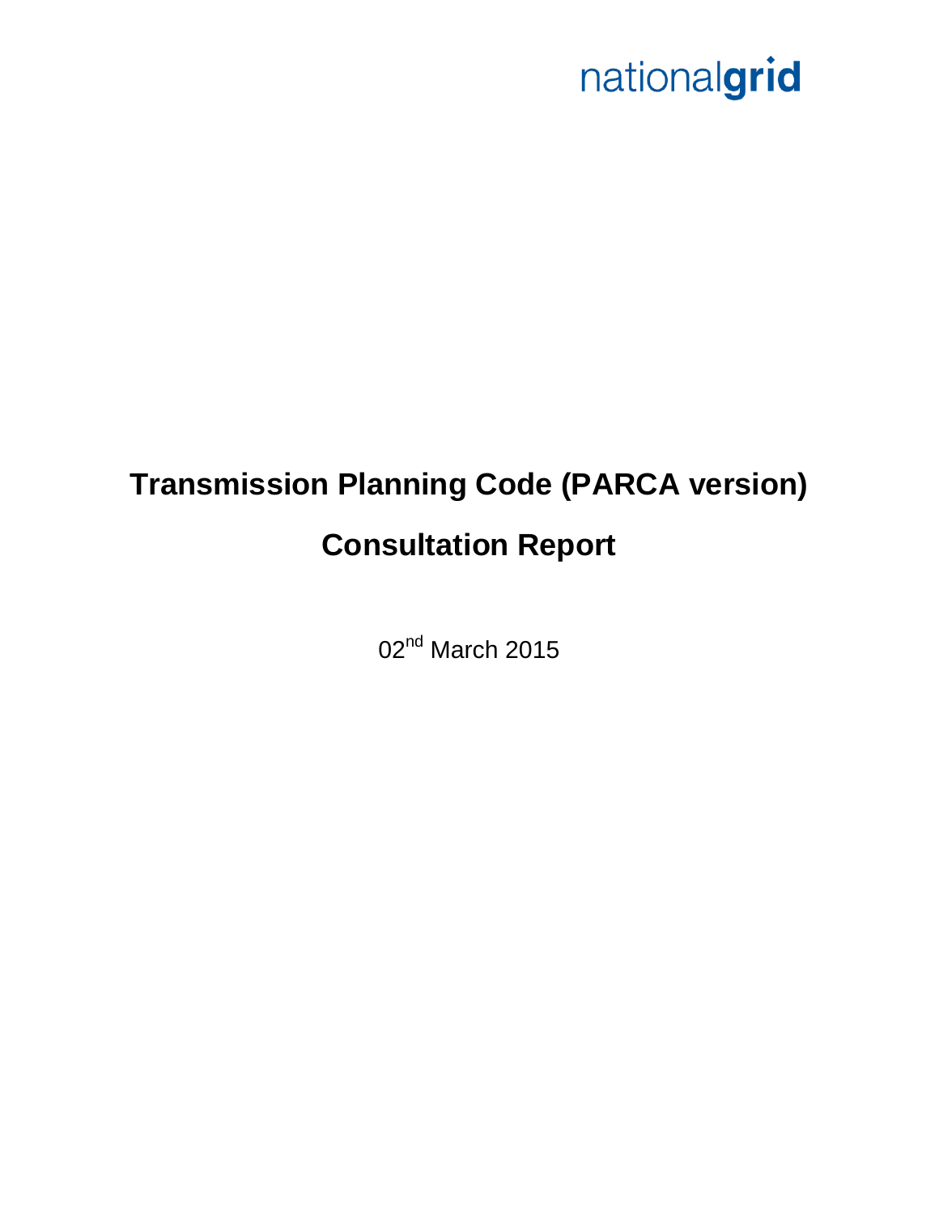nationalgrid

# Transmission Planning Code (PARCA version)

# Consultation Report

02nd March 2015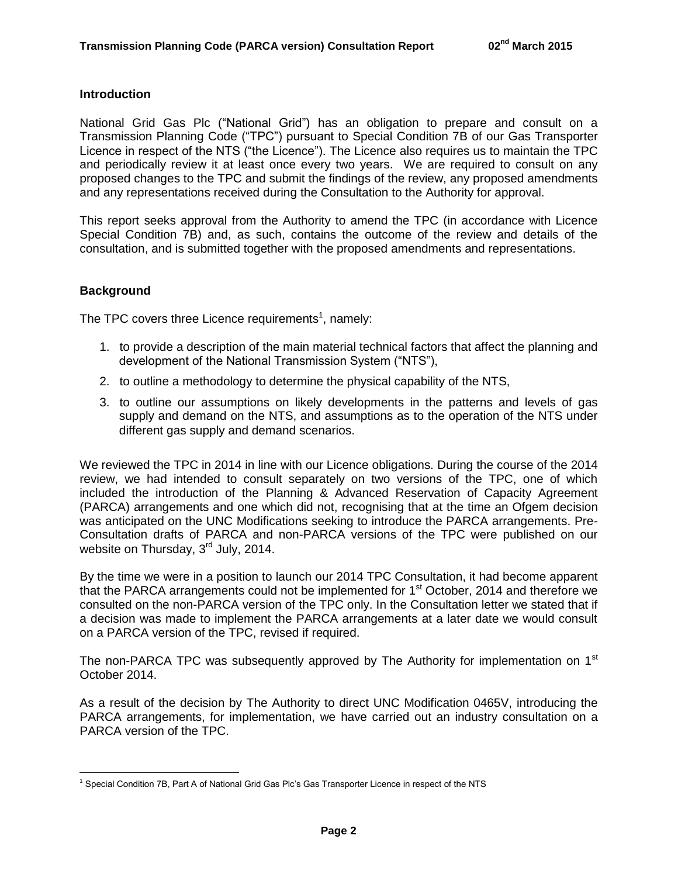## Introduction

National Grid Gas Plc ("National Grid") has an obligation to prepare and consult on a Transmission Planning Code ("TPC") pursuant to Special Condition 7B of our Gas Transporter Licence in respect of the NTS ("the Licence"). The Licence also requires us to maintain the TPC and periodically review it at least once every two years. We are required to consult on any proposed changes to the TPC and submit the findings of the review, any proposed amendments and any representations received during the Consultation to the Authority for approval.

This report seeks approval from the Authority to amend the TPC (in accordance with Licence Special Condition 7B) and, as such, contains the outcome of the review and details of the consultation, and is submitted together with the proposed amendments and representations.

## Background

The TPC covers three Licence requirements[1], namely:

1. to provide a description of the main material technical factors that affect the planning and development of the National Transmission System ("NTS"),
2. to outline a methodology to determine the physical capability of the NTS,
3. to outline our assumptions on likely developments in the patterns and levels of gas supply and demand on the NTS, and assumptions as to the operation of the NTS under different gas supply and demand scenarios.

We reviewed the TPC in 2014 in line with our Licence obligations. During the course of the 2014 review, we had intended to consult separately on two versions of the TPC, one of which included the introduction of the Planning & Advanced Reservation of Capacity Agreement (PARCA) arrangements and one which did not, recognising that at the time an Ofgem decision was anticipated on the UNC Modifications seeking to introduce the PARCA arrangements. Pre-Consultation drafts of PARCA and non-PARCA versions of the TPC were published on our website on Thursday, 3rd July, 2014.

By the time we were in a position to launch our 2014 TPC Consultation, it had become apparent that the PARCA arrangements could not be implemented for 1st October, 2014 and therefore we consulted on the non-PARCA version of the TPC only. In the Consultation letter we stated that if a decision was made to implement the PARCA arrangements at a later date we would consult on a PARCA version of the TPC, revised if required.

The non-PARCA TPC was subsequently approved by The Authority for implementation on 1st October 2014.

As a result of the decision by The Authority to direct UNC Modification 0465V, introducing the PARCA arrangements, for implementation, we have carried out an industry consultation on a PARCA version of the TPC.

[1] Special Condition 7B, Part A of National Grid Gas Plc's Gas Transporter Licence in respect of the NTS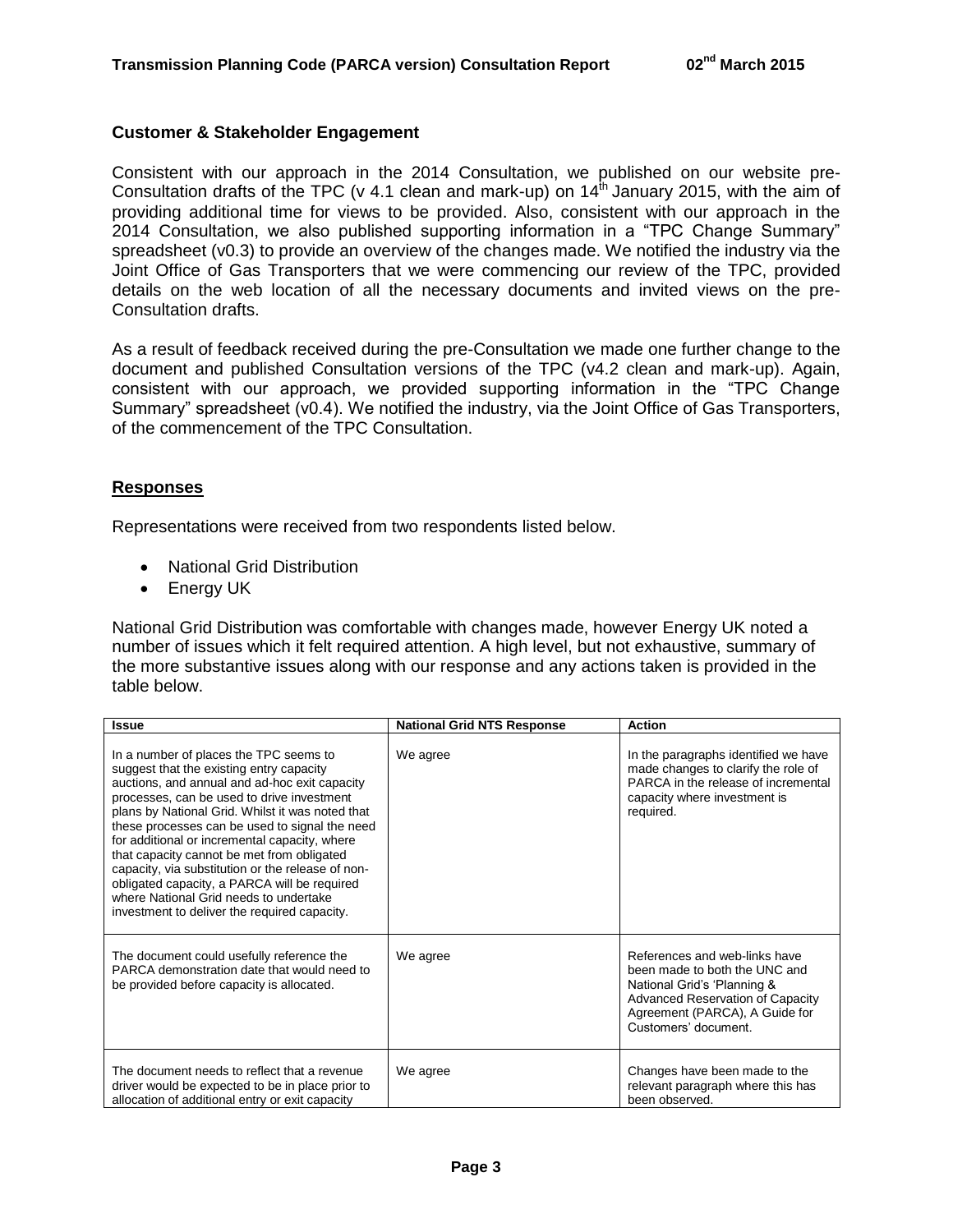## Customer & Stakeholder Engagement

Consistent with our approach in the 2014 Consultation, we published on our website pre-Consultation drafts of the TPC (v 4.1 clean and mark-up) on 14th January 2015, with the aim of providing additional time for views to be provided. Also, consistent with our approach in the 2014 Consultation, we also published supporting information in a "TPC Change Summary" spreadsheet (v0.3) to provide an overview of the changes made. We notified the industry via the Joint Office of Gas Transporters that we were commencing our review of the TPC, provided details on the web location of all the necessary documents and invited views on the pre-Consultation drafts.

As a result of feedback received during the pre-Consultation we made one further change to the document and published Consultation versions of the TPC (v4.2 clean and mark-up). Again, consistent with our approach, we provided supporting information in the "TPC Change Summary" spreadsheet (v0.4). We notified the industry, via the Joint Office of Gas Transporters, of the commencement of the TPC Consultation.

## Responses

Representations were received from two respondents listed below.

- National Grid Distribution
- Energy UK

National Grid Distribution was comfortable with changes made, however Energy UK noted a number of issues which it felt required attention. A high level, but not exhaustive, summary of the more substantive issues along with our response and any actions taken is provided in the table below.

| Issue | National Grid NTS Response | Action |
|---|---|---|
| In a number of places the TPC seems to suggest that the existing entry capacity auctions, and annual and ad-hoc exit capacity processes, can be used to drive investment plans by National Grid. Whilst it was noted that these processes can be used to signal the need for additional or incremental capacity, where that capacity cannot be met from obligated capacity, via substitution or the release of non-obligated capacity, a PARCA will be required where National Grid needs to undertake investment to deliver the required capacity. | We agree | In the paragraphs identified we have made changes to clarify the role of PARCA in the release of incremental capacity where investment is required. |
| The document could usefully reference the PARCA demonstration date that would need to be provided before capacity is allocated. | We agree | References and web-links have been made to both the UNC and National Grid's 'Planning & Advanced Reservation of Capacity Agreement (PARCA), A Guide for Customers' document. |
| The document needs to reflect that a revenue driver would be expected to be in place prior to allocation of additional entry or exit capacity | We agree | Changes have been made to the relevant paragraph where this has been observed. |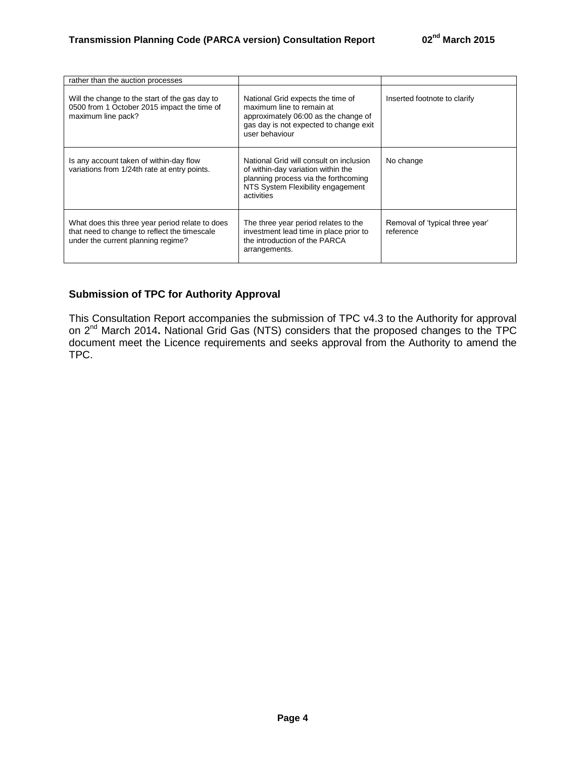| | | |
|---|---|---|
| rather than the auction processes | | |
| Will the change to the start of the gas day to 0500 from 1 October 2015 impact the time of maximum line pack? | National Grid expects the time of maximum line to remain at approximately 06:00 as the change of gas day is not expected to change exit user behaviour | Inserted footnote to clarify |
| Is any account taken of within-day flow variations from 1/24th rate at entry points. | National Grid will consult on inclusion of within-day variation within the planning process via the forthcoming NTS System Flexibility engagement activities | No change |
| What does this three year period relate to does that need to change to reflect the timescale under the current planning regime? | The three year period relates to the investment lead time in place prior to the introduction of the PARCA arrangements. | Removal of 'typical three year' reference |

## Submission of TPC for Authority Approval

This Consultation Report accompanies the submission of TPC v4.3 to the Authority for approval on 2nd March 2014**.** National Grid Gas (NTS) considers that the proposed changes to the TPC document meet the Licence requirements and seeks approval from the Authority to amend the TPC.